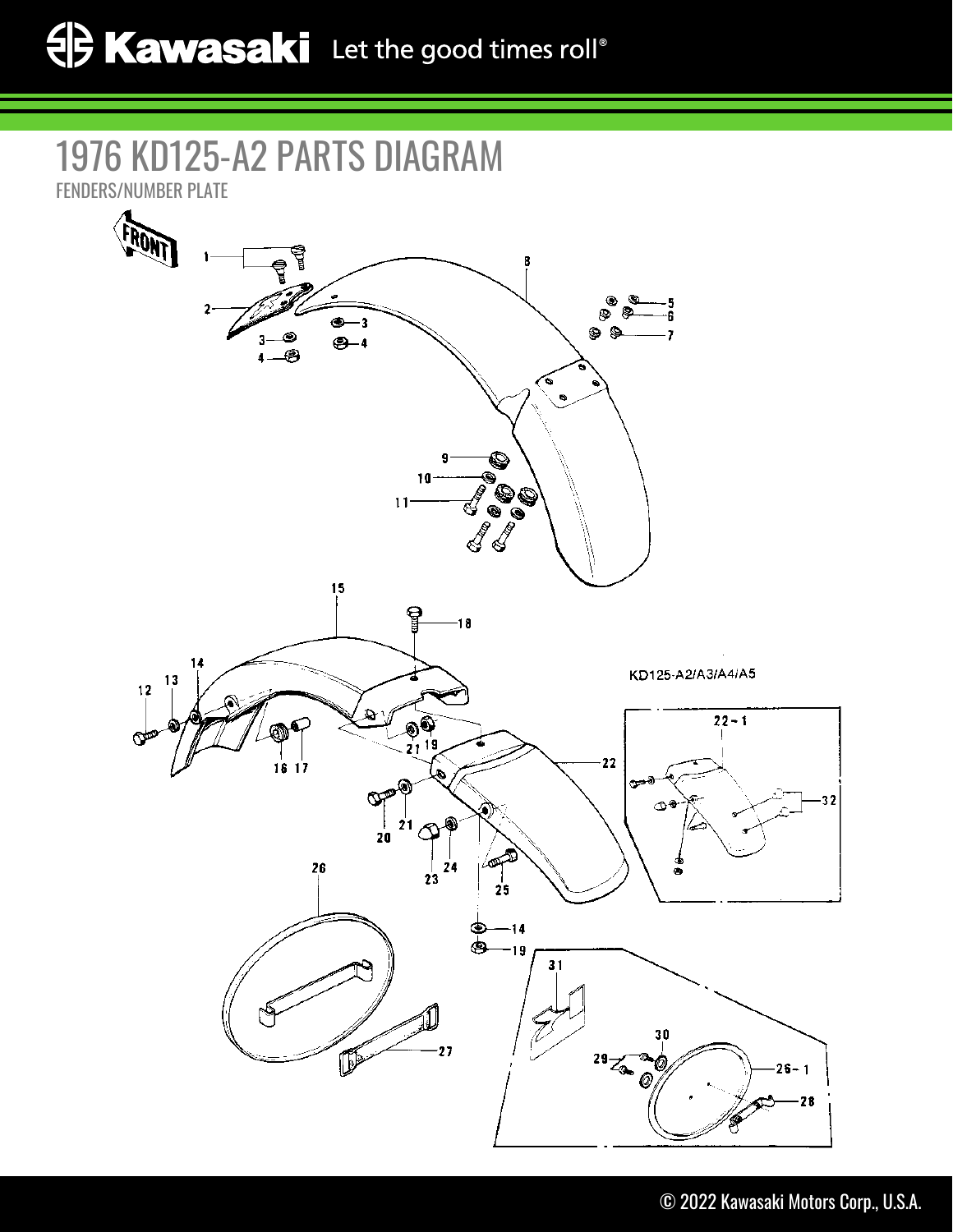# 1976 KD125-A2 PARTS DIAGRAM

FENDERS/NUMBER PLATE

FRONT

KD125-A2/A3/A4/A5

1 2 3 4 5 6 7 8 9 10 11 12 13 14 15 16 17 18 19 20 21 22 22-1 23 24 25 26 26-1 27 28 29 30 31 32

© 2022 Kawasaki Motors Corp., U.S.A.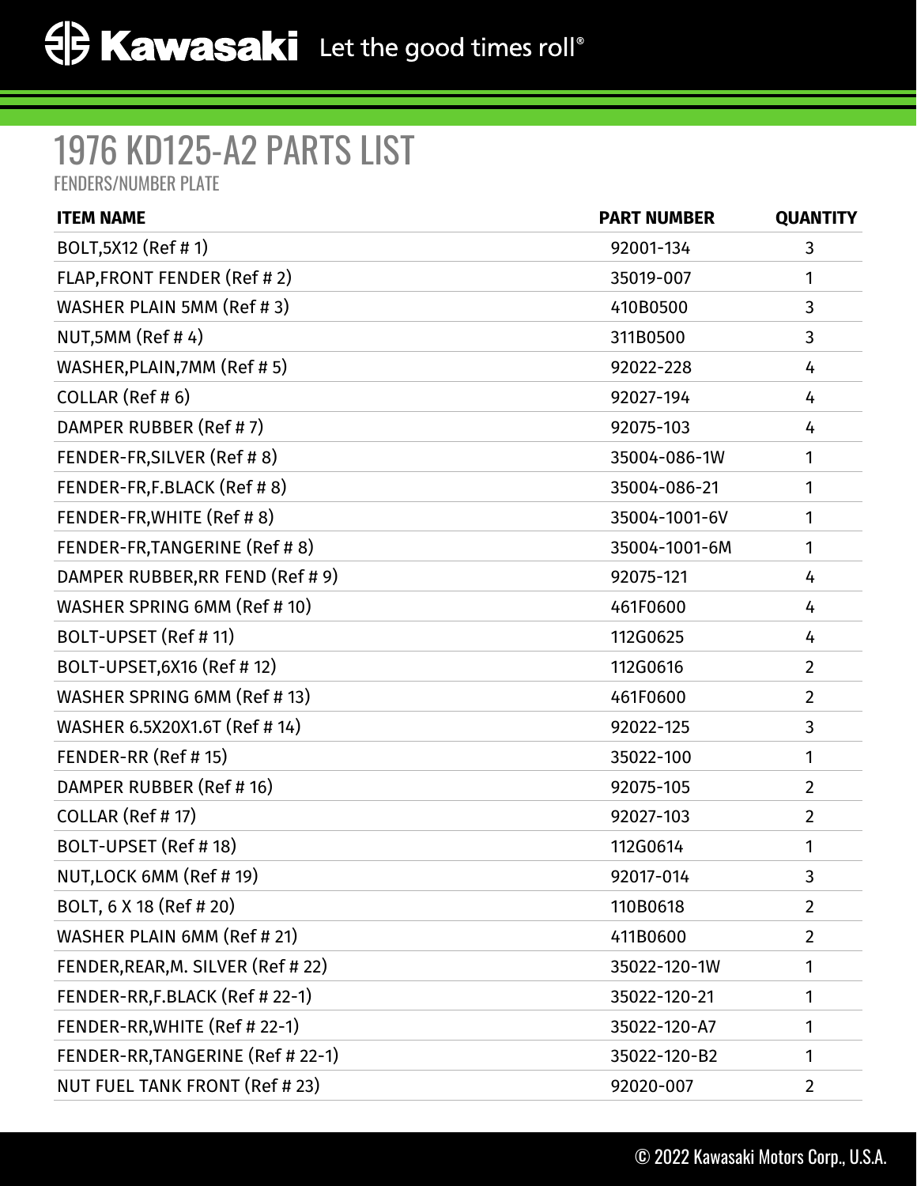# 1976 KD125-A2 PARTS LIST

FENDERS/NUMBER PLATE

| ITEM NAME | PART NUMBER | QUANTITY |
|---|---|---|
| BOLT,5X12 (Ref # 1) | 92001-134 | 3 |
| FLAP,FRONT FENDER (Ref # 2) | 35019-007 | 1 |
| WASHER PLAIN 5MM (Ref # 3) | 410B0500 | 3 |
| NUT,5MM (Ref # 4) | 311B0500 | 3 |
| WASHER,PLAIN,7MM (Ref # 5) | 92022-228 | 4 |
| COLLAR (Ref # 6) | 92027-194 | 4 |
| DAMPER RUBBER (Ref # 7) | 92075-103 | 4 |
| FENDER-FR,SILVER (Ref # 8) | 35004-086-1W | 1 |
| FENDER-FR,F.BLACK (Ref # 8) | 35004-086-21 | 1 |
| FENDER-FR,WHITE (Ref # 8) | 35004-1001-6V | 1 |
| FENDER-FR,TANGERINE (Ref # 8) | 35004-1001-6M | 1 |
| DAMPER RUBBER,RR FEND (Ref # 9) | 92075-121 | 4 |
| WASHER SPRING 6MM (Ref # 10) | 461F0600 | 4 |
| BOLT-UPSET (Ref # 11) | 112G0625 | 4 |
| BOLT-UPSET,6X16 (Ref # 12) | 112G0616 | 2 |
| WASHER SPRING 6MM (Ref # 13) | 461F0600 | 2 |
| WASHER 6.5X20X1.6T (Ref # 14) | 92022-125 | 3 |
| FENDER-RR (Ref # 15) | 35022-100 | 1 |
| DAMPER RUBBER (Ref # 16) | 92075-105 | 2 |
| COLLAR (Ref # 17) | 92027-103 | 2 |
| BOLT-UPSET (Ref # 18) | 112G0614 | 1 |
| NUT,LOCK 6MM (Ref # 19) | 92017-014 | 3 |
| BOLT, 6 X 18 (Ref # 20) | 110B0618 | 2 |
| WASHER PLAIN 6MM (Ref # 21) | 411B0600 | 2 |
| FENDER,REAR,M. SILVER (Ref # 22) | 35022-120-1W | 1 |
| FENDER-RR,F.BLACK (Ref # 22-1) | 35022-120-21 | 1 |
| FENDER-RR,WHITE (Ref # 22-1) | 35022-120-A7 | 1 |
| FENDER-RR,TANGERINE (Ref # 22-1) | 35022-120-B2 | 1 |
| NUT FUEL TANK FRONT (Ref # 23) | 92020-007 | 2 |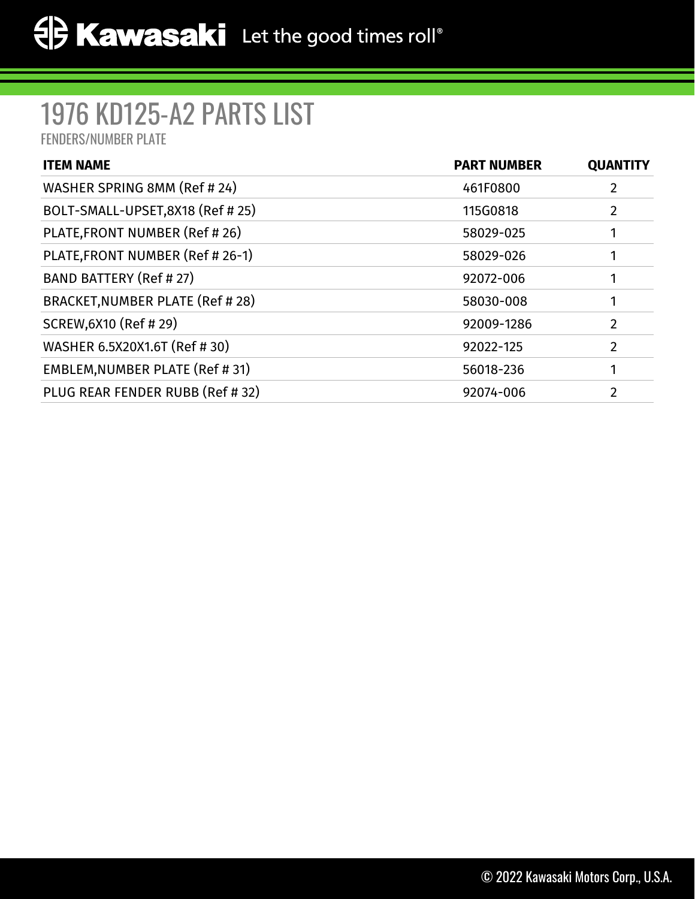# 1976 KD125-A2 PARTS LIST

FENDERS/NUMBER PLATE

| ITEM NAME | PART NUMBER | QUANTITY |
| --- | --- | --- |
| WASHER SPRING 8MM (Ref # 24) | 461F0800 | 2 |
| BOLT-SMALL-UPSET,8X18 (Ref # 25) | 115G0818 | 2 |
| PLATE,FRONT NUMBER (Ref # 26) | 58029-025 | 1 |
| PLATE,FRONT NUMBER (Ref # 26-1) | 58029-026 | 1 |
| BAND BATTERY (Ref # 27) | 92072-006 | 1 |
| BRACKET,NUMBER PLATE (Ref # 28) | 58030-008 | 1 |
| SCREW,6X10 (Ref # 29) | 92009-1286 | 2 |
| WASHER 6.5X20X1.6T (Ref # 30) | 92022-125 | 2 |
| EMBLEM,NUMBER PLATE (Ref # 31) | 56018-236 | 1 |
| PLUG REAR FENDER RUBB (Ref # 32) | 92074-006 | 2 |